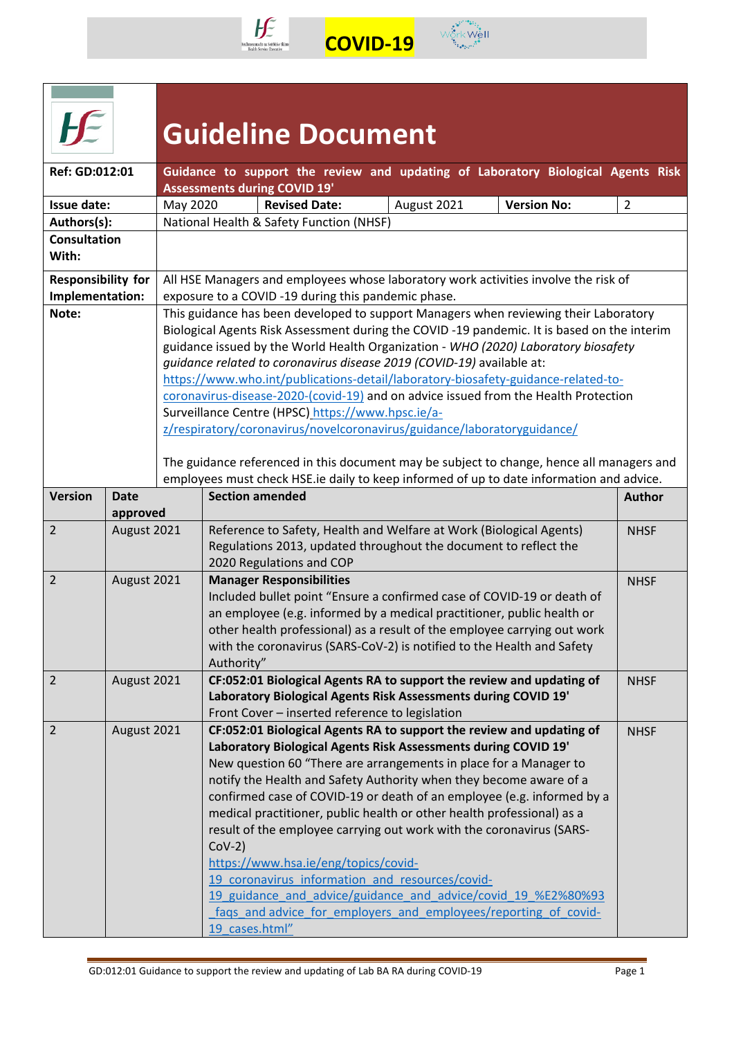COVID-19

# Guideline Document

| | |
|---|---|
| **Ref: GD:012:01** | **Guidance to support the review and updating of Laboratory Biological Agents Risk Assessments during COVID 19'** |
| **Issue date:** | May 2020 · **Revised Date:** August 2021 · **Version No:** 2 |
| **Authors(s):** | National Health & Safety Function (NHSF) |
| **Consultation With:** | |
| **Responsibility for Implementation:** | All HSE Managers and employees whose laboratory work activities involve the risk of exposure to a COVID -19 during this pandemic phase. |
| **Note:** | This guidance has been developed to support Managers when reviewing their Laboratory Biological Agents Risk Assessment during the COVID -19 pandemic. It is based on the interim guidance issued by the World Health Organization - *WHO (2020) Laboratory biosafety guidance related to coronavirus disease 2019 (COVID-19)* available at: https://www.who.int/publications-detail/laboratory-biosafety-guidance-related-to-coronavirus-disease-2020-(covid-19) and on advice issued from the Health Protection Surveillance Centre (HPSC) https://www.hpsc.ie/a-z/respiratory/coronavirus/novelcoronavirus/guidance/laboratoryguidance/<br><br>The guidance referenced in this document may be subject to change, hence all managers and employees must check HSE.ie daily to keep informed of up to date information and advice. |

| Version | Date approved | Section amended | Author |
|---|---|---|---|
| 2 | August 2021 | Reference to Safety, Health and Welfare at Work (Biological Agents) Regulations 2013, updated throughout the document to reflect the 2020 Regulations and COP | NHSF |
| 2 | August 2021 | **Manager Responsibilities**<br>Included bullet point "Ensure a confirmed case of COVID-19 or death of an employee (e.g. informed by a medical practitioner, public health or other health professional) as a result of the employee carrying out work with the coronavirus (SARS-CoV-2) is notified to the Health and Safety Authority" | NHSF |
| 2 | August 2021 | **CF:052:01 Biological Agents RA to support the review and updating of Laboratory Biological Agents Risk Assessments during COVID 19'**<br>Front Cover – inserted reference to legislation | NHSF |
| 2 | August 2021 | **CF:052:01 Biological Agents RA to support the review and updating of Laboratory Biological Agents Risk Assessments during COVID 19'**<br>New question 60 "There are arrangements in place for a Manager to notify the Health and Safety Authority when they become aware of a confirmed case of COVID-19 or death of an employee (e.g. informed by a medical practitioner, public health or other health professional) as a result of the employee carrying out work with the coronavirus (SARS-CoV-2)<br>https://www.hsa.ie/eng/topics/covid-19_coronavirus_information_and_resources/covid-19_guidance_and_advice/guidance_and_advice/covid_19_%E2%80%93_faqs_and_advice_for_employers_and_employees/reporting_of_covid-19_cases.html" | NHSF |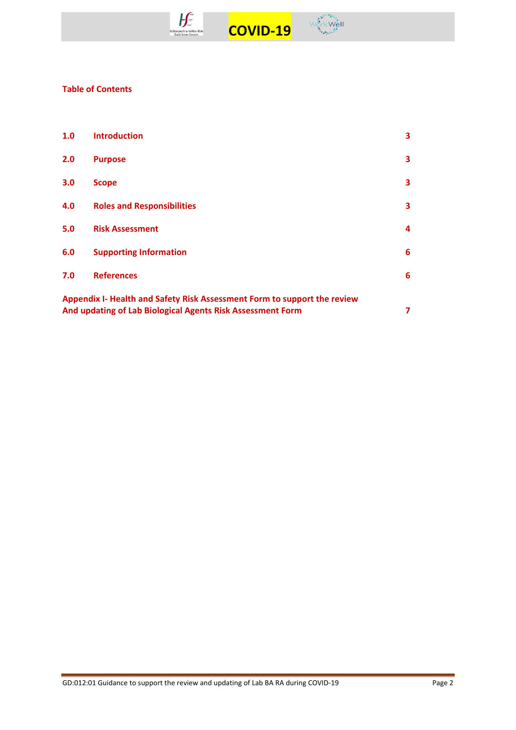## Table of Contents

| | | |
|---|---|---|
| **1.0** | **Introduction** | **3** |
| **2.0** | **Purpose** | **3** |
| **3.0** | **Scope** | **3** |
| **4.0** | **Roles and Responsibilities** | **3** |
| **5.0** | **Risk Assessment** | **4** |
| **6.0** | **Supporting Information** | **6** |
| **7.0** | **References** | **6** |
| **Appendix I- Health and Safety Risk Assessment Form to support the review And updating of Lab Biological Agents Risk Assessment Form** | | **7** |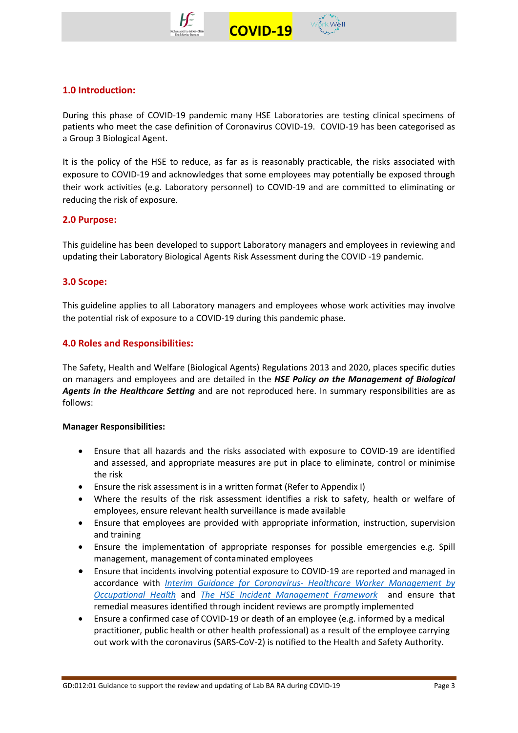## 1.0 Introduction:

During this phase of COVID-19 pandemic many HSE Laboratories are testing clinical specimens of patients who meet the case definition of Coronavirus COVID-19. COVID-19 has been categorised as a Group 3 Biological Agent.

It is the policy of the HSE to reduce, as far as is reasonably practicable, the risks associated with exposure to COVID-19 and acknowledges that some employees may potentially be exposed through their work activities (e.g. Laboratory personnel) to COVID-19 and are committed to eliminating or reducing the risk of exposure.

## 2.0 Purpose:

This guideline has been developed to support Laboratory managers and employees in reviewing and updating their Laboratory Biological Agents Risk Assessment during the COVID -19 pandemic.

## 3.0 Scope:

This guideline applies to all Laboratory managers and employees whose work activities may involve the potential risk of exposure to a COVID-19 during this pandemic phase.

## 4.0 Roles and Responsibilities:

The Safety, Health and Welfare (Biological Agents) Regulations 2013 and 2020, places specific duties on managers and employees and are detailed in the ***HSE Policy on the Management of Biological Agents in the Healthcare Setting*** and are not reproduced here. In summary responsibilities are as follows:

**Manager Responsibilities:**

- Ensure that all hazards and the risks associated with exposure to COVID-19 are identified and assessed, and appropriate measures are put in place to eliminate, control or minimise the risk
- Ensure the risk assessment is in a written format (Refer to Appendix I)
- Where the results of the risk assessment identifies a risk to safety, health or welfare of employees, ensure relevant health surveillance is made available
- Ensure that employees are provided with appropriate information, instruction, supervision and training
- Ensure the implementation of appropriate responses for possible emergencies e.g. Spill management, management of contaminated employees
- Ensure that incidents involving potential exposure to COVID-19 are reported and managed in accordance with *Interim Guidance for Coronavirus- Healthcare Worker Management by Occupational Health* and *The HSE Incident Management Framework* and ensure that remedial measures identified through incident reviews are promptly implemented
- Ensure a confirmed case of COVID-19 or death of an employee (e.g. informed by a medical practitioner, public health or other health professional) as a result of the employee carrying out work with the coronavirus (SARS-CoV-2) is notified to the Health and Safety Authority.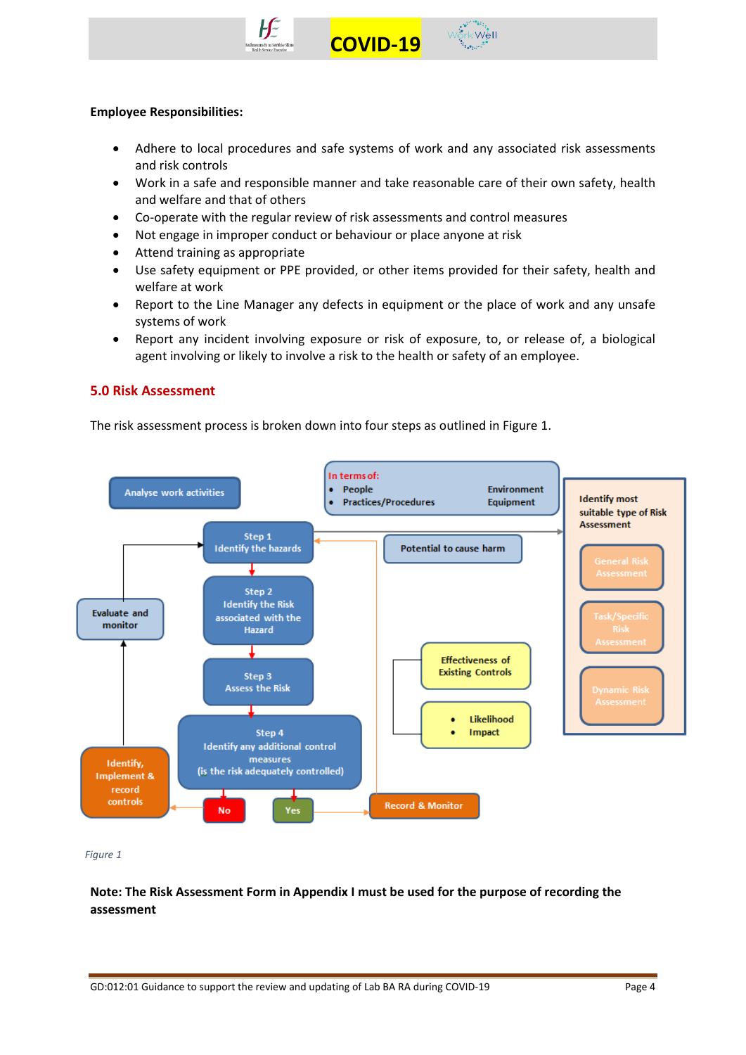**Employee Responsibilities:**

- Adhere to local procedures and safe systems of work and any associated risk assessments and risk controls
- Work in a safe and responsible manner and take reasonable care of their own safety, health and welfare and that of others
- Co-operate with the regular review of risk assessments and control measures
- Not engage in improper conduct or behaviour or place anyone at risk
- Attend training as appropriate
- Use safety equipment or PPE provided, or other items provided for their safety, health and welfare at work
- Report to the Line Manager any defects in equipment or the place of work and any unsafe systems of work
- Report any incident involving exposure or risk of exposure, to, or release of, a biological agent involving or likely to involve a risk to the health or safety of an employee.

## 5.0 Risk Assessment

The risk assessment process is broken down into four steps as outlined in Figure 1.

Analyse work activities

In terms of:
- People
- Practices/Procedures
- Environment
- Equipment

Step 1
Identify the hazards

Potential to cause harm

Step 2
Identify the Risk associated with the Hazard

Step 3
Assess the Risk

Effectiveness of Existing Controls

- Likelihood
- Impact

Step 4
Identify any additional control measures
(is the risk adequately controlled)

No → Identify, Implement & record controls → Evaluate and monitor

Yes → Record & Monitor

Identify most suitable type of Risk Assessment
- General Risk Assessment
- Task/Specific Risk Assessment
- Dynamic Risk Assessment

*Figure 1*

**Note: The Risk Assessment Form in Appendix I must be used for the purpose of recording the assessment**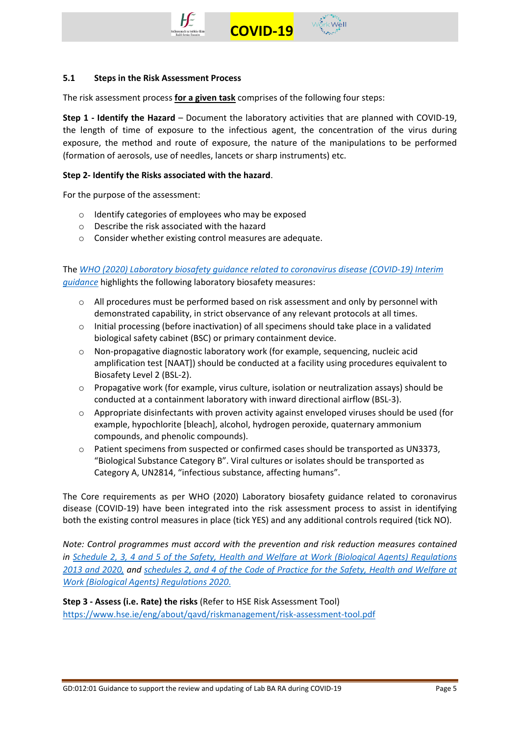### 5.1 Steps in the Risk Assessment Process

The risk assessment process **<u>for a given task</u>** comprises of the following four steps:

**Step 1 - Identify the Hazard** – Document the laboratory activities that are planned with COVID-19, the length of time of exposure to the infectious agent, the concentration of the virus during exposure, the method and route of exposure, the nature of the manipulations to be performed (formation of aerosols, use of needles, lancets or sharp instruments) etc.

**Step 2- Identify the Risks associated with the hazard**.

For the purpose of the assessment:

- Identify categories of employees who may be exposed
- Describe the risk associated with the hazard
- Consider whether existing control measures are adequate.

The *WHO (2020) Laboratory biosafety guidance related to coronavirus disease (COVID-19) Interim guidance* highlights the following laboratory biosafety measures:

- All procedures must be performed based on risk assessment and only by personnel with demonstrated capability, in strict observance of any relevant protocols at all times.
- Initial processing (before inactivation) of all specimens should take place in a validated biological safety cabinet (BSC) or primary containment device.
- Non-propagative diagnostic laboratory work (for example, sequencing, nucleic acid amplification test [NAAT]) should be conducted at a facility using procedures equivalent to Biosafety Level 2 (BSL-2).
- Propagative work (for example, virus culture, isolation or neutralization assays) should be conducted at a containment laboratory with inward directional airflow (BSL-3).
- Appropriate disinfectants with proven activity against enveloped viruses should be used (for example, hypochlorite [bleach], alcohol, hydrogen peroxide, quaternary ammonium compounds, and phenolic compounds).
- Patient specimens from suspected or confirmed cases should be transported as UN3373, "Biological Substance Category B". Viral cultures or isolates should be transported as Category A, UN2814, "infectious substance, affecting humans".

The Core requirements as per WHO (2020) Laboratory biosafety guidance related to coronavirus disease (COVID-19) have been integrated into the risk assessment process to assist in identifying both the existing control measures in place (tick YES) and any additional controls required (tick NO).

*Note: Control programmes must accord with the prevention and risk reduction measures contained in Schedule 2, 3, 4 and 5 of the Safety, Health and Welfare at Work (Biological Agents) Regulations 2013 and 2020, and schedules 2, and 4 of the Code of Practice for the Safety, Health and Welfare at Work (Biological Agents) Regulations 2020.*

**Step 3 - Assess (i.e. Rate) the risks** (Refer to HSE Risk Assessment Tool)
https://www.hse.ie/eng/about/qavd/riskmanagement/risk-assessment-tool.pdf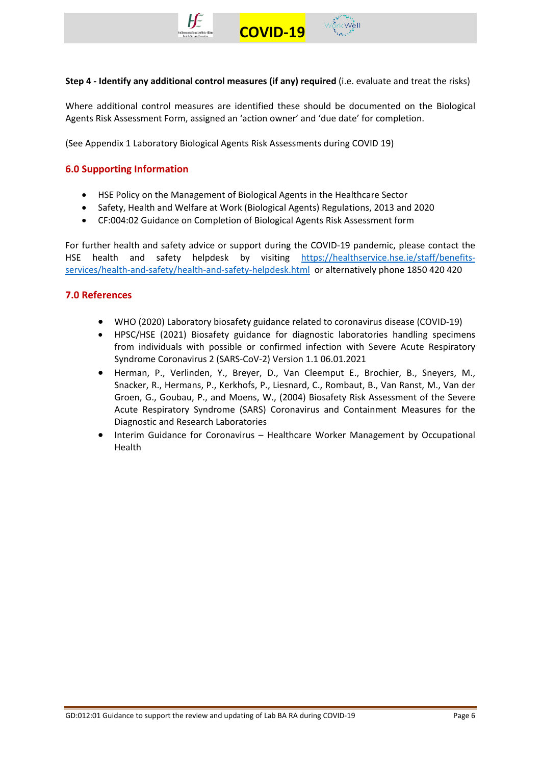**Step 4 - Identify any additional control measures (if any) required** (i.e. evaluate and treat the risks)

Where additional control measures are identified these should be documented on the Biological Agents Risk Assessment Form, assigned an 'action owner' and 'due date' for completion.

(See Appendix 1 Laboratory Biological Agents Risk Assessments during COVID 19)

## 6.0 Supporting Information

- HSE Policy on the Management of Biological Agents in the Healthcare Sector
- Safety, Health and Welfare at Work (Biological Agents) Regulations, 2013 and 2020
- CF:004:02 Guidance on Completion of Biological Agents Risk Assessment form

For further health and safety advice or support during the COVID-19 pandemic, please contact the HSE health and safety helpdesk by visiting https://healthservice.hse.ie/staff/benefits-services/health-and-safety/health-and-safety-helpdesk.html or alternatively phone 1850 420 420

## 7.0 References

- WHO (2020) Laboratory biosafety guidance related to coronavirus disease (COVID-19)
- HPSC/HSE (2021) Biosafety guidance for diagnostic laboratories handling specimens from individuals with possible or confirmed infection with Severe Acute Respiratory Syndrome Coronavirus 2 (SARS-CoV-2) Version 1.1 06.01.2021
- Herman, P., Verlinden, Y., Breyer, D., Van Cleemput E., Brochier, B., Sneyers, M., Snacker, R., Hermans, P., Kerkhofs, P., Liesnard, C., Rombaut, B., Van Ranst, M., Van der Groen, G., Goubau, P., and Moens, W., (2004) Biosafety Risk Assessment of the Severe Acute Respiratory Syndrome (SARS) Coronavirus and Containment Measures for the Diagnostic and Research Laboratories
- Interim Guidance for Coronavirus – Healthcare Worker Management by Occupational Health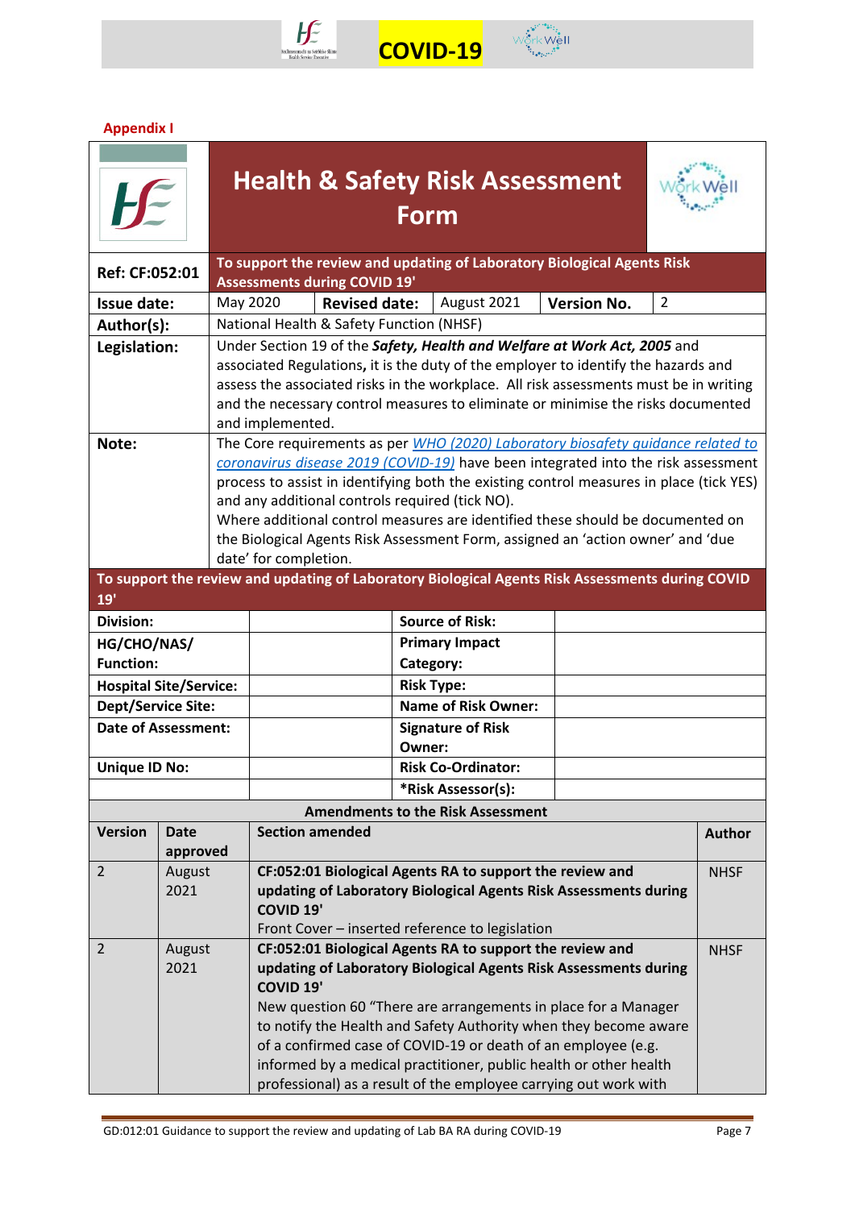**Appendix I**

# Health & Safety Risk Assessment Form

| | |
|---|---|
| **Ref: CF:052:01** | **To support the review and updating of Laboratory Biological Agents Risk Assessments during COVID 19'** |
| **Issue date:** | May 2020 — **Revised date:** August 2021 — **Version No.** 2 |
| **Author(s):** | National Health & Safety Function (NHSF) |
| **Legislation:** | Under Section 19 of the ***Safety, Health and Welfare at Work Act, 2005*** and associated Regulations**,** it is the duty of the employer to identify the hazards and assess the associated risks in the workplace. All risk assessments must be in writing and the necessary control measures to eliminate or minimise the risks documented and implemented. |
| **Note:** | The Core requirements as per *WHO (2020) Laboratory biosafety guidance related to coronavirus disease 2019 (COVID-19)* have been integrated into the risk assessment process to assist in identifying both the existing control measures in place (tick YES) and any additional controls required (tick NO).<br>Where additional control measures are identified these should be documented on the Biological Agents Risk Assessment Form, assigned an 'action owner' and 'due date' for completion. |

**To support the review and updating of Laboratory Biological Agents Risk Assessments during COVID 19'**

| | | | |
|---|---|---|---|
| **Division:** | | **Source of Risk:** | |
| **HG/CHO/NAS/ Function:** | | **Primary Impact Category:** | |
| **Hospital Site/Service:** | | **Risk Type:** | |
| **Dept/Service Site:** | | **Name of Risk Owner:** | |
| **Date of Assessment:** | | **Signature of Risk Owner:** | |
| **Unique ID No:** | | **Risk Co-Ordinator:** | |
| | | ***Risk Assessor(s):** | |

**Amendments to the Risk Assessment**

| Version | Date approved | Section amended | Author |
|---|---|---|---|
| 2 | August 2021 | **CF:052:01 Biological Agents RA to support the review and updating of Laboratory Biological Agents Risk Assessments during COVID 19'**<br>Front Cover – inserted reference to legislation | NHSF |
| 2 | August 2021 | **CF:052:01 Biological Agents RA to support the review and updating of Laboratory Biological Agents Risk Assessments during COVID 19'**<br>New question 60 "There are arrangements in place for a Manager to notify the Health and Safety Authority when they become aware of a confirmed case of COVID-19 or death of an employee (e.g. informed by a medical practitioner, public health or other health professional) as a result of the employee carrying out work with | NHSF |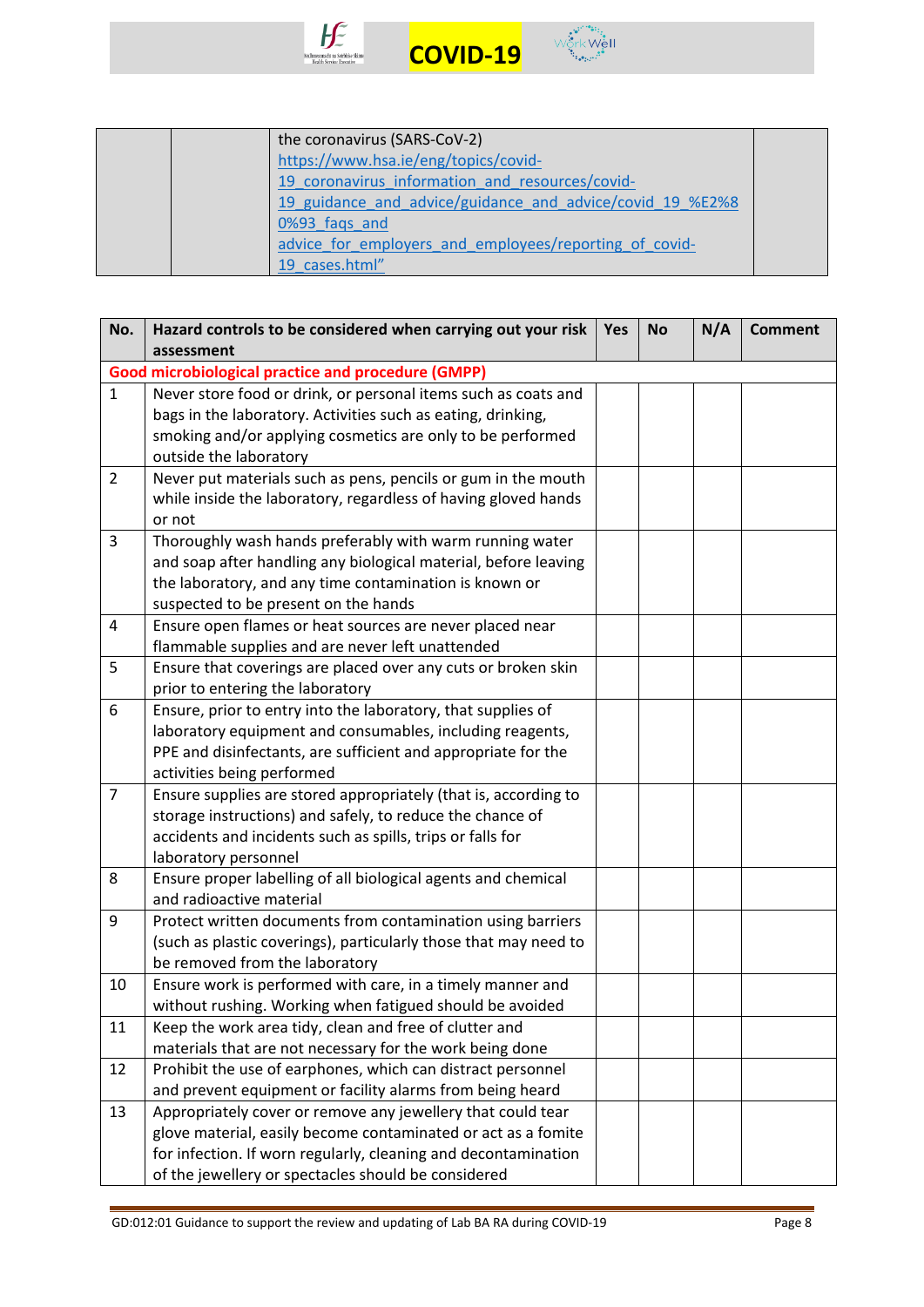| | | | |
|---|---|---|---|
| | | the coronavirus (SARS-CoV-2) https://www.hsa.ie/eng/topics/covid-19_coronavirus_information_and_resources/covid-19_guidance_and_advice/guidance_and_advice/covid_19_%E2%80%93_faqs_and advice_for_employers_and_employees/reporting_of_covid-19_cases.html" | |

| No. | Hazard controls to be considered when carrying out your risk assessment | Yes | No | N/A | Comment |
|---|---|---|---|---|---|
| **Good microbiological practice and procedure (GMPP)** | | | | | |
| 1 | Never store food or drink, or personal items such as coats and bags in the laboratory. Activities such as eating, drinking, smoking and/or applying cosmetics are only to be performed outside the laboratory | | | | |
| 2 | Never put materials such as pens, pencils or gum in the mouth while inside the laboratory, regardless of having gloved hands or not | | | | |
| 3 | Thoroughly wash hands preferably with warm running water and soap after handling any biological material, before leaving the laboratory, and any time contamination is known or suspected to be present on the hands | | | | |
| 4 | Ensure open flames or heat sources are never placed near flammable supplies and are never left unattended | | | | |
| 5 | Ensure that coverings are placed over any cuts or broken skin prior to entering the laboratory | | | | |
| 6 | Ensure, prior to entry into the laboratory, that supplies of laboratory equipment and consumables, including reagents, PPE and disinfectants, are sufficient and appropriate for the activities being performed | | | | |
| 7 | Ensure supplies are stored appropriately (that is, according to storage instructions) and safely, to reduce the chance of accidents and incidents such as spills, trips or falls for laboratory personnel | | | | |
| 8 | Ensure proper labelling of all biological agents and chemical and radioactive material | | | | |
| 9 | Protect written documents from contamination using barriers (such as plastic coverings), particularly those that may need to be removed from the laboratory | | | | |
| 10 | Ensure work is performed with care, in a timely manner and without rushing. Working when fatigued should be avoided | | | | |
| 11 | Keep the work area tidy, clean and free of clutter and materials that are not necessary for the work being done | | | | |
| 12 | Prohibit the use of earphones, which can distract personnel and prevent equipment or facility alarms from being heard | | | | |
| 13 | Appropriately cover or remove any jewellery that could tear glove material, easily become contaminated or act as a fomite for infection. If worn regularly, cleaning and decontamination of the jewellery or spectacles should be considered | | | | |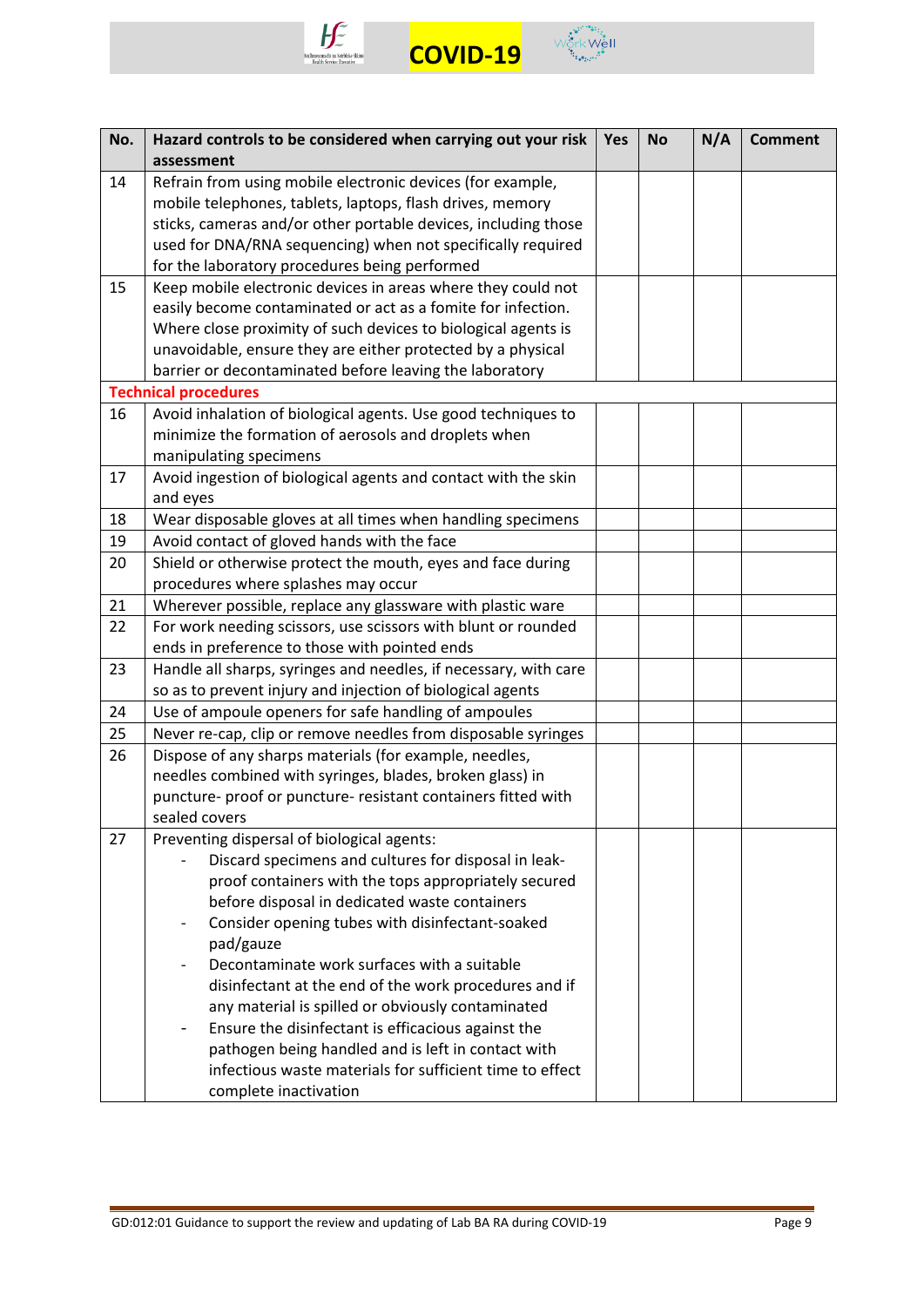| No. | Hazard controls to be considered when carrying out your risk assessment | Yes | No | N/A | Comment |
|---|---|---|---|---|---|
| 14 | Refrain from using mobile electronic devices (for example, mobile telephones, tablets, laptops, flash drives, memory sticks, cameras and/or other portable devices, including those used for DNA/RNA sequencing) when not specifically required for the laboratory procedures being performed | | | | |
| 15 | Keep mobile electronic devices in areas where they could not easily become contaminated or act as a fomite for infection. Where close proximity of such devices to biological agents is unavoidable, ensure they are either protected by a physical barrier or decontaminated before leaving the laboratory | | | | |
| **Technical procedures** | | | | | |
| 16 | Avoid inhalation of biological agents. Use good techniques to minimize the formation of aerosols and droplets when manipulating specimens | | | | |
| 17 | Avoid ingestion of biological agents and contact with the skin and eyes | | | | |
| 18 | Wear disposable gloves at all times when handling specimens | | | | |
| 19 | Avoid contact of gloved hands with the face | | | | |
| 20 | Shield or otherwise protect the mouth, eyes and face during procedures where splashes may occur | | | | |
| 21 | Wherever possible, replace any glassware with plastic ware | | | | |
| 22 | For work needing scissors, use scissors with blunt or rounded ends in preference to those with pointed ends | | | | |
| 23 | Handle all sharps, syringes and needles, if necessary, with care so as to prevent injury and injection of biological agents | | | | |
| 24 | Use of ampoule openers for safe handling of ampoules | | | | |
| 25 | Never re-cap, clip or remove needles from disposable syringes | | | | |
| 26 | Dispose of any sharps materials (for example, needles, needles combined with syringes, blades, broken glass) in puncture- proof or puncture- resistant containers fitted with sealed covers | | | | |
| 27 | Preventing dispersal of biological agents:<br>- Discard specimens and cultures for disposal in leak-proof containers with the tops appropriately secured before disposal in dedicated waste containers<br>- Consider opening tubes with disinfectant-soaked pad/gauze<br>- Decontaminate work surfaces with a suitable disinfectant at the end of the work procedures and if any material is spilled or obviously contaminated<br>- Ensure the disinfectant is efficacious against the pathogen being handled and is left in contact with infectious waste materials for sufficient time to effect complete inactivation | | | | |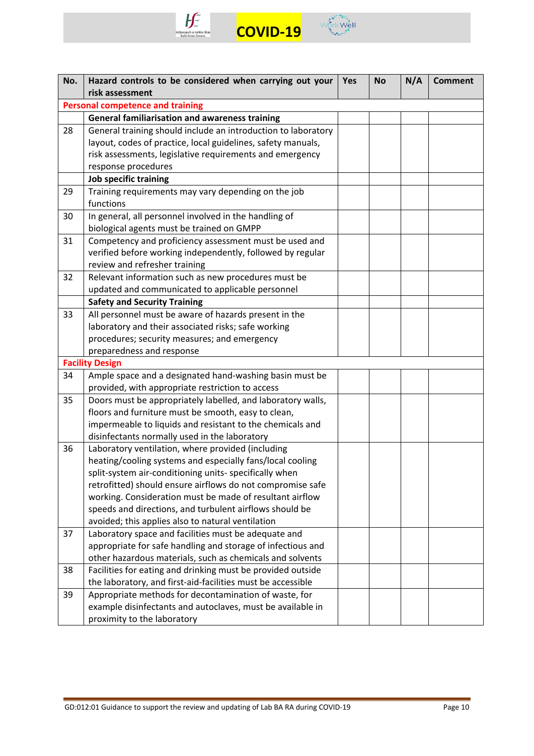| No. | Hazard controls to be considered when carrying out your risk assessment | Yes | No | N/A | Comment |
|---|---|---|---|---|---|
| **Personal competence and training** | | | | | |
| | **General familiarisation and awareness training** | | | | |
| 28 | General training should include an introduction to laboratory layout, codes of practice, local guidelines, safety manuals, risk assessments, legislative requirements and emergency response procedures | | | | |
| | **Job specific training** | | | | |
| 29 | Training requirements may vary depending on the job functions | | | | |
| 30 | In general, all personnel involved in the handling of biological agents must be trained on GMPP | | | | |
| 31 | Competency and proficiency assessment must be used and verified before working independently, followed by regular review and refresher training | | | | |
| 32 | Relevant information such as new procedures must be updated and communicated to applicable personnel | | | | |
| | **Safety and Security Training** | | | | |
| 33 | All personnel must be aware of hazards present in the laboratory and their associated risks; safe working procedures; security measures; and emergency preparedness and response | | | | |
| **Facility Design** | | | | | |
| 34 | Ample space and a designated hand-washing basin must be provided, with appropriate restriction to access | | | | |
| 35 | Doors must be appropriately labelled, and laboratory walls, floors and furniture must be smooth, easy to clean, impermeable to liquids and resistant to the chemicals and disinfectants normally used in the laboratory | | | | |
| 36 | Laboratory ventilation, where provided (including heating/cooling systems and especially fans/local cooling split-system air-conditioning units- specifically when retrofitted) should ensure airflows do not compromise safe working. Consideration must be made of resultant airflow speeds and directions, and turbulent airflows should be avoided; this applies also to natural ventilation | | | | |
| 37 | Laboratory space and facilities must be adequate and appropriate for safe handling and storage of infectious and other hazardous materials, such as chemicals and solvents | | | | |
| 38 | Facilities for eating and drinking must be provided outside the laboratory, and first-aid-facilities must be accessible | | | | |
| 39 | Appropriate methods for decontamination of waste, for example disinfectants and autoclaves, must be available in proximity to the laboratory | | | | |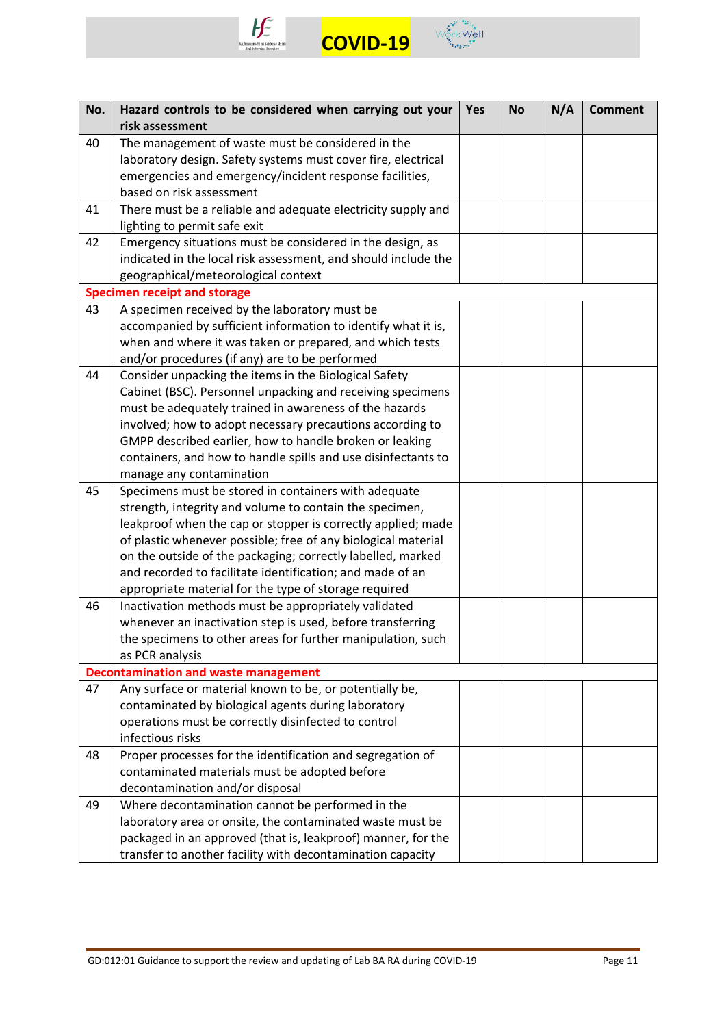| No. | Hazard controls to be considered when carrying out your risk assessment | Yes | No | N/A | Comment |
|---|---|---|---|---|---|
| 40 | The management of waste must be considered in the laboratory design. Safety systems must cover fire, electrical emergencies and emergency/incident response facilities, based on risk assessment | | | | |
| 41 | There must be a reliable and adequate electricity supply and lighting to permit safe exit | | | | |
| 42 | Emergency situations must be considered in the design, as indicated in the local risk assessment, and should include the geographical/meteorological context | | | | |
| **Specimen receipt and storage** | | | | | |
| 43 | A specimen received by the laboratory must be accompanied by sufficient information to identify what it is, when and where it was taken or prepared, and which tests and/or procedures (if any) are to be performed | | | | |
| 44 | Consider unpacking the items in the Biological Safety Cabinet (BSC). Personnel unpacking and receiving specimens must be adequately trained in awareness of the hazards involved; how to adopt necessary precautions according to GMPP described earlier, how to handle broken or leaking containers, and how to handle spills and use disinfectants to manage any contamination | | | | |
| 45 | Specimens must be stored in containers with adequate strength, integrity and volume to contain the specimen, leakproof when the cap or stopper is correctly applied; made of plastic whenever possible; free of any biological material on the outside of the packaging; correctly labelled, marked and recorded to facilitate identification; and made of an appropriate material for the type of storage required | | | | |
| 46 | Inactivation methods must be appropriately validated whenever an inactivation step is used, before transferring the specimens to other areas for further manipulation, such as PCR analysis | | | | |
| **Decontamination and waste management** | | | | | |
| 47 | Any surface or material known to be, or potentially be, contaminated by biological agents during laboratory operations must be correctly disinfected to control infectious risks | | | | |
| 48 | Proper processes for the identification and segregation of contaminated materials must be adopted before decontamination and/or disposal | | | | |
| 49 | Where decontamination cannot be performed in the laboratory area or onsite, the contaminated waste must be packaged in an approved (that is, leakproof) manner, for the transfer to another facility with decontamination capacity | | | | |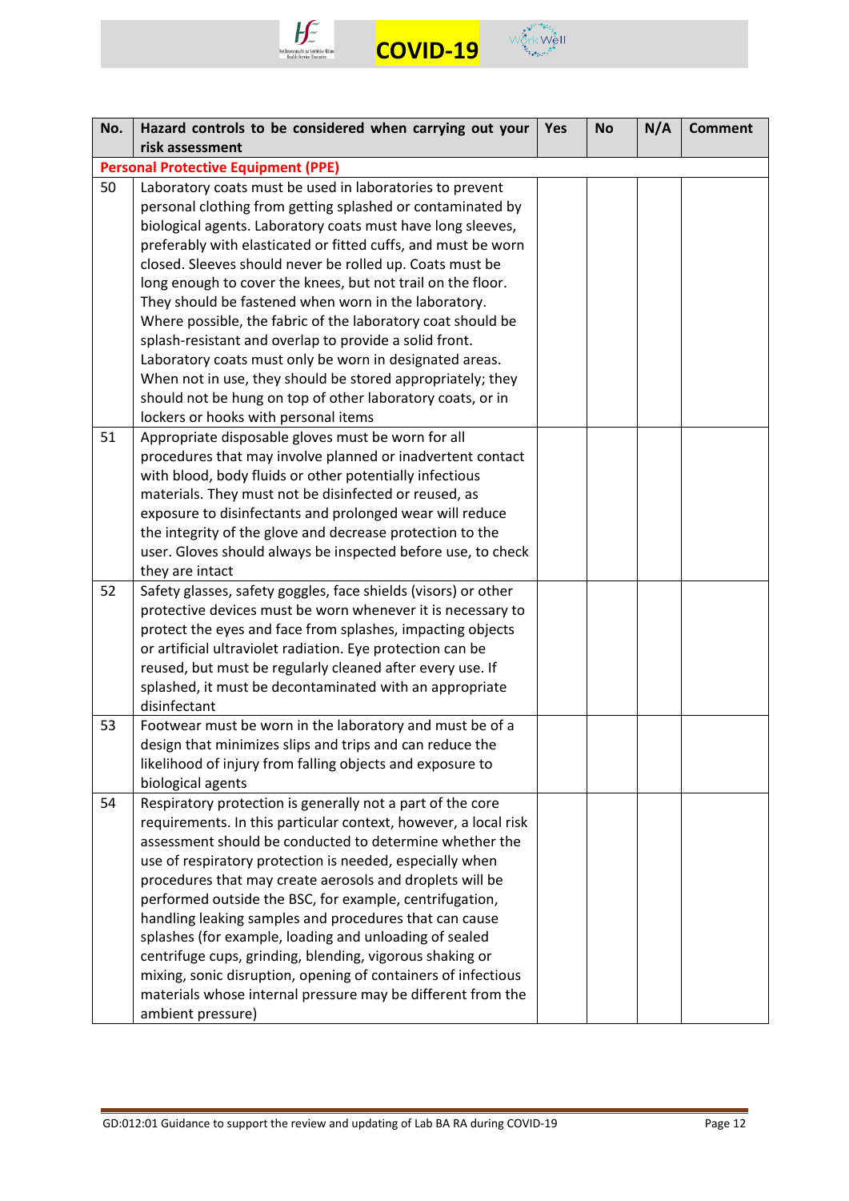| No. | Hazard controls to be considered when carrying out your risk assessment | Yes | No | N/A | Comment |
|---|---|---|---|---|---|
| **Personal Protective Equipment (PPE)** | | | | | |
| 50 | Laboratory coats must be used in laboratories to prevent personal clothing from getting splashed or contaminated by biological agents. Laboratory coats must have long sleeves, preferably with elasticated or fitted cuffs, and must be worn closed. Sleeves should never be rolled up. Coats must be long enough to cover the knees, but not trail on the floor. They should be fastened when worn in the laboratory. Where possible, the fabric of the laboratory coat should be splash-resistant and overlap to provide a solid front. Laboratory coats must only be worn in designated areas. When not in use, they should be stored appropriately; they should not be hung on top of other laboratory coats, or in lockers or hooks with personal items | | | | |
| 51 | Appropriate disposable gloves must be worn for all procedures that may involve planned or inadvertent contact with blood, body fluids or other potentially infectious materials. They must not be disinfected or reused, as exposure to disinfectants and prolonged wear will reduce the integrity of the glove and decrease protection to the user. Gloves should always be inspected before use, to check they are intact | | | | |
| 52 | Safety glasses, safety goggles, face shields (visors) or other protective devices must be worn whenever it is necessary to protect the eyes and face from splashes, impacting objects or artificial ultraviolet radiation. Eye protection can be reused, but must be regularly cleaned after every use. If splashed, it must be decontaminated with an appropriate disinfectant | | | | |
| 53 | Footwear must be worn in the laboratory and must be of a design that minimizes slips and trips and can reduce the likelihood of injury from falling objects and exposure to biological agents | | | | |
| 54 | Respiratory protection is generally not a part of the core requirements. In this particular context, however, a local risk assessment should be conducted to determine whether the use of respiratory protection is needed, especially when procedures that may create aerosols and droplets will be performed outside the BSC, for example, centrifugation, handling leaking samples and procedures that can cause splashes (for example, loading and unloading of sealed centrifuge cups, grinding, blending, vigorous shaking or mixing, sonic disruption, opening of containers of infectious materials whose internal pressure may be different from the ambient pressure) | | | | |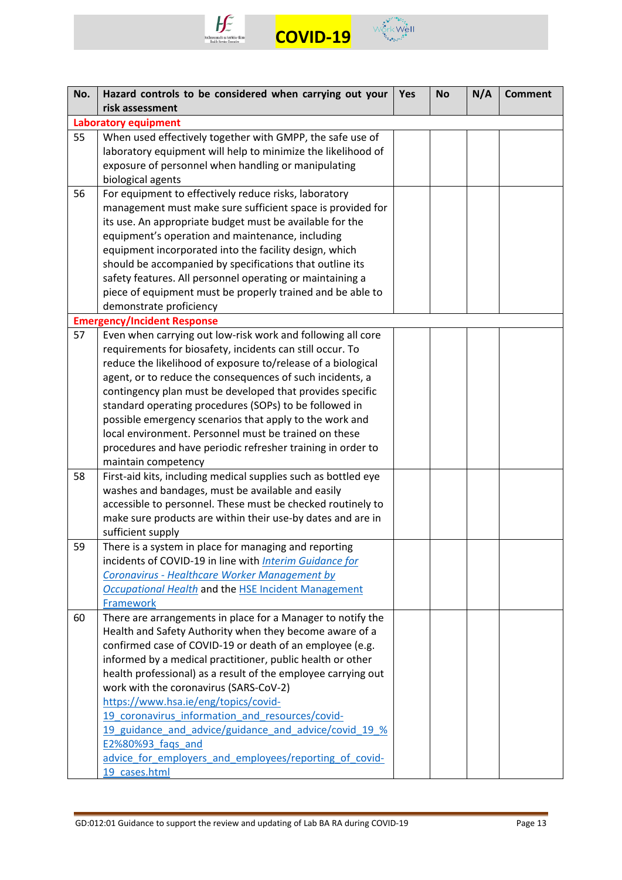| No. | Hazard controls to be considered when carrying out your risk assessment | Yes | No | N/A | Comment |
|---|---|---|---|---|---|
| **Laboratory equipment** | | | | | |
| 55 | When used effectively together with GMPP, the safe use of laboratory equipment will help to minimize the likelihood of exposure of personnel when handling or manipulating biological agents | | | | |
| 56 | For equipment to effectively reduce risks, laboratory management must make sure sufficient space is provided for its use. An appropriate budget must be available for the equipment's operation and maintenance, including equipment incorporated into the facility design, which should be accompanied by specifications that outline its safety features. All personnel operating or maintaining a piece of equipment must be properly trained and be able to demonstrate proficiency | | | | |
| **Emergency/Incident Response** | | | | | |
| 57 | Even when carrying out low-risk work and following all core requirements for biosafety, incidents can still occur. To reduce the likelihood of exposure to/release of a biological agent, or to reduce the consequences of such incidents, a contingency plan must be developed that provides specific standard operating procedures (SOPs) to be followed in possible emergency scenarios that apply to the work and local environment. Personnel must be trained on these procedures and have periodic refresher training in order to maintain competency | | | | |
| 58 | First-aid kits, including medical supplies such as bottled eye washes and bandages, must be available and easily accessible to personnel. These must be checked routinely to make sure products are within their use-by dates and are in sufficient supply | | | | |
| 59 | There is a system in place for managing and reporting incidents of COVID-19 in line with *Interim Guidance for Coronavirus - Healthcare Worker Management by Occupational Health* and the HSE Incident Management Framework | | | | |
| 60 | There are arrangements in place for a Manager to notify the Health and Safety Authority when they become aware of a confirmed case of COVID-19 or death of an employee (e.g. informed by a medical practitioner, public health or other health professional) as a result of the employee carrying out work with the coronavirus (SARS-CoV-2) https://www.hsa.ie/eng/topics/covid-19_coronavirus_information_and_resources/covid-19_guidance_and_advice/guidance_and_advice/covid_19_%E2%80%93_faqs_and advice_for_employers_and_employees/reporting_of_covid-19_cases.html | | | | |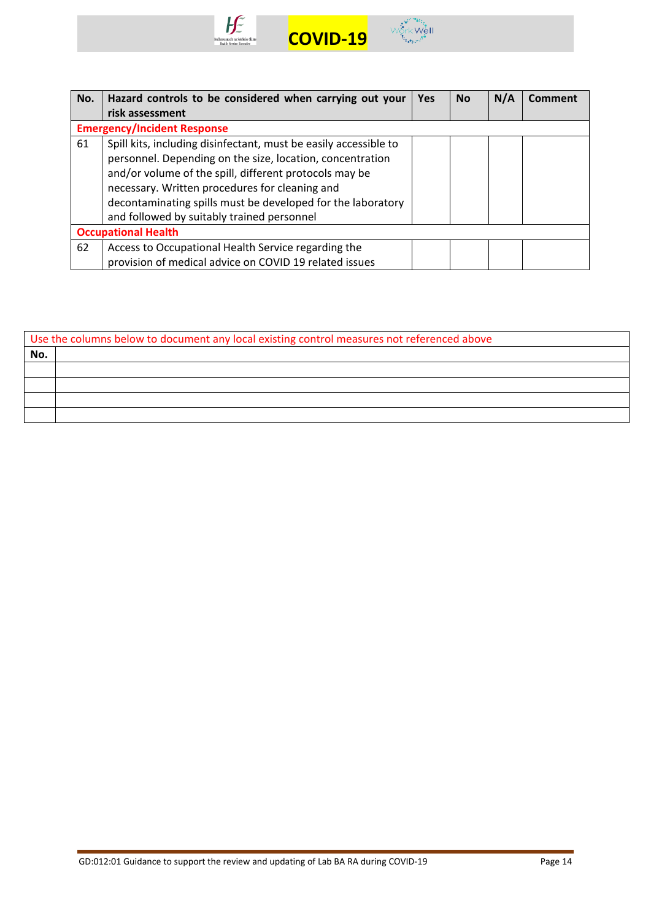| No. | Hazard controls to be considered when carrying out your risk assessment | Yes | No | N/A | Comment |
|---|---|---|---|---|---|
| **Emergency/Incident Response** | | | | | |
| 61 | Spill kits, including disinfectant, must be easily accessible to personnel. Depending on the size, location, concentration and/or volume of the spill, different protocols may be necessary. Written procedures for cleaning and decontaminating spills must be developed for the laboratory and followed by suitably trained personnel | | | | |
| **Occupational Health** | | | | | |
| 62 | Access to Occupational Health Service regarding the provision of medical advice on COVID 19 related issues | | | | |

| Use the columns below to document any local existing control measures not referenced above | |
|---|---|
| **No.** | |
| | |
| | |
| | |
| | |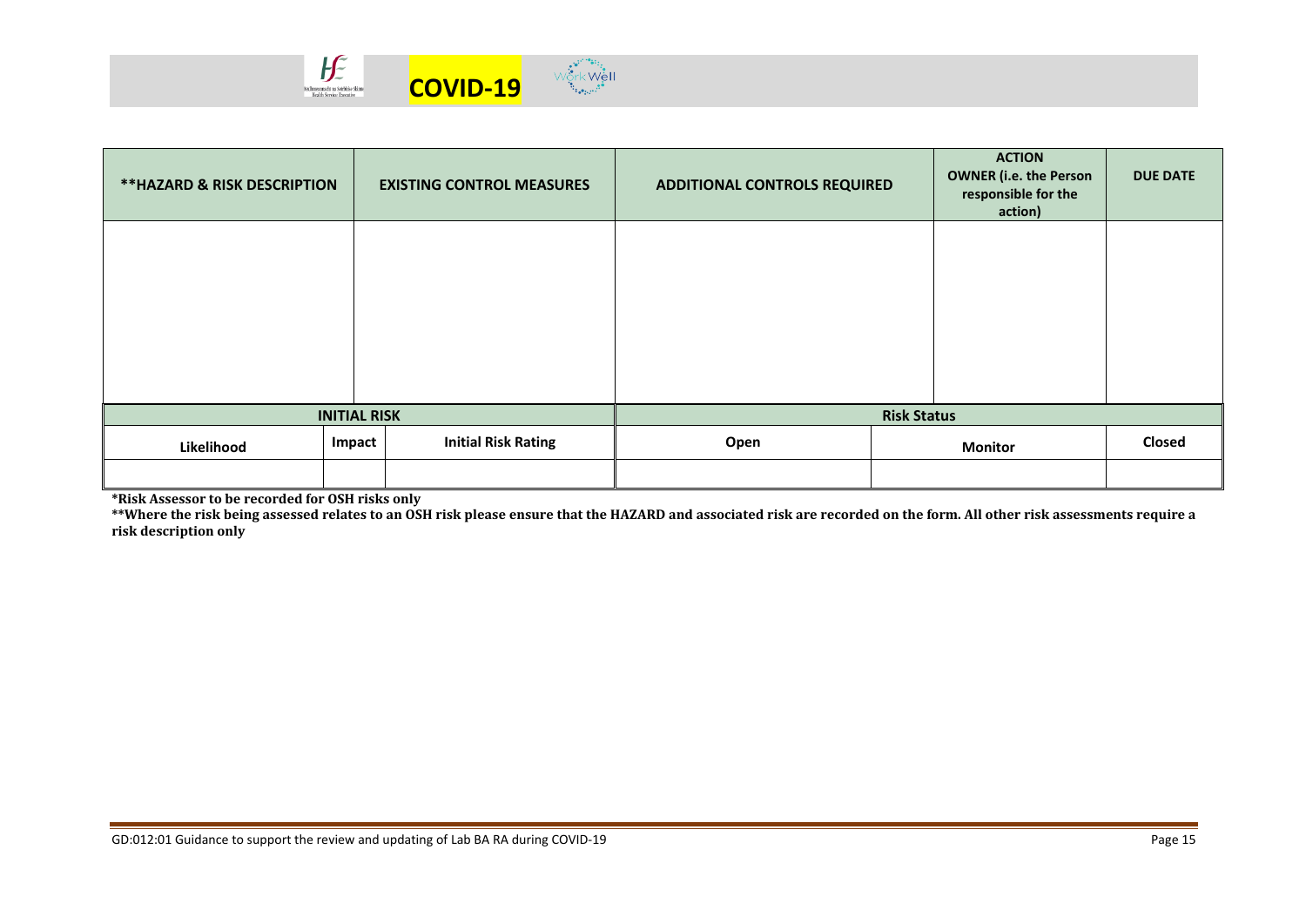| **HAZARD & RISK DESCRIPTION | EXISTING CONTROL MEASURES | ADDITIONAL CONTROLS REQUIRED | ACTION OWNER (i.e. the Person responsible for the action) | DUE DATE |
|---|---|---|---|---|
| | | | | |

| INITIAL RISK | | | Risk Status | | |
|---|---|---|---|---|---|
| Likelihood | Impact | Initial Risk Rating | Open | Monitor | Closed |
| | | | | | |

**\*Risk Assessor to be recorded for OSH risks only**

**\*\*Where the risk being assessed relates to an OSH risk please ensure that the HAZARD and associated risk are recorded on the form. All other risk assessments require a risk description only**